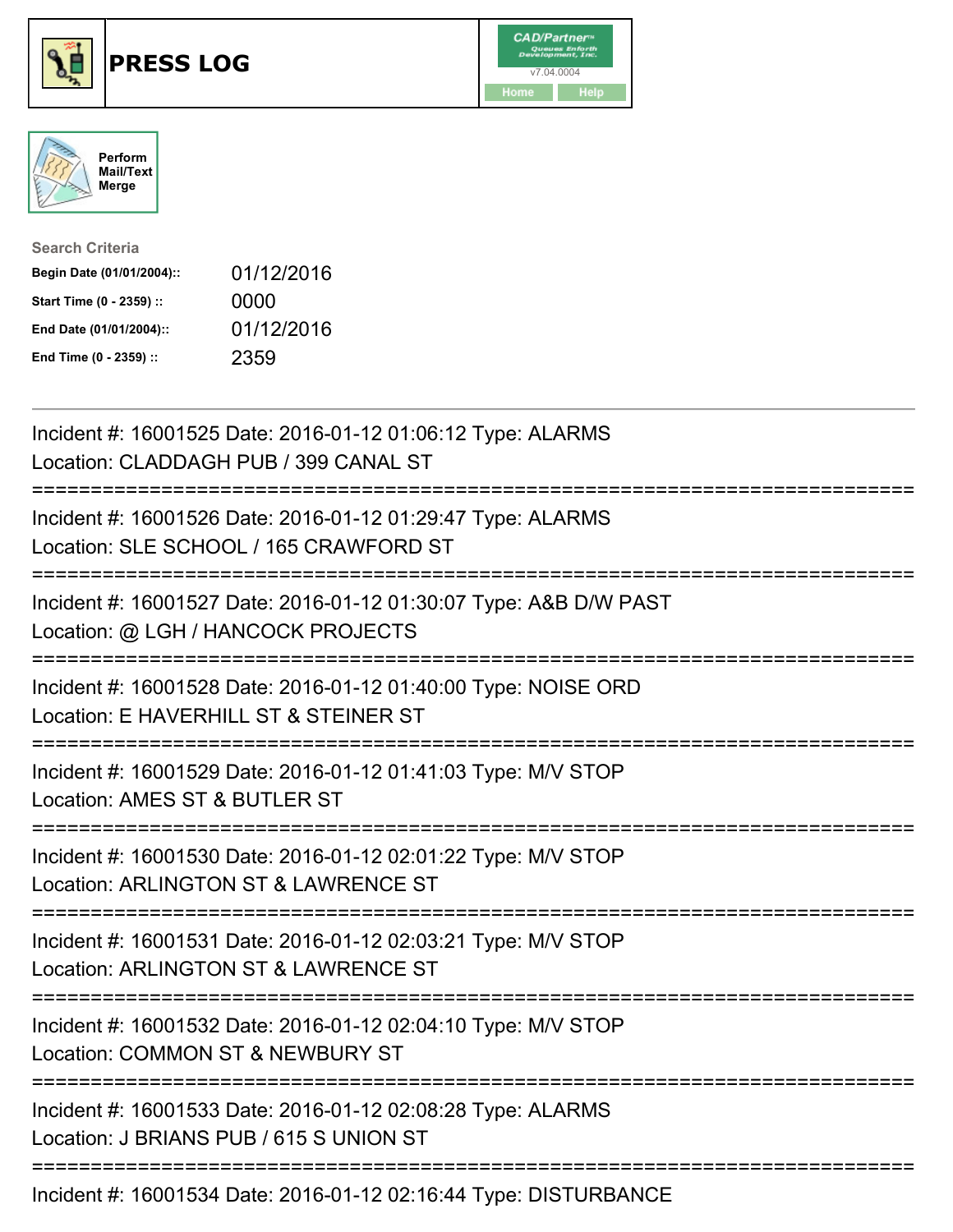# PRESS LOG

CAD/Partner™ v7.04.0004

Home Help

Perform Mail/Text Merge

Search Criteria

| | |
|---|---|
| **Begin Date (01/01/2004)::** | 01/12/2016 |
| **Start Time (0 - 2359) ::** | 0000 |
| **End Date (01/01/2004)::** | 01/12/2016 |
| **End Time (0 - 2359) ::** | 2359 |

---

Incident #: 16001525 Date: 2016-01-12 01:06:12 Type: ALARMS
Location: CLADDAGH PUB / 399 CANAL ST

===========================================================================

Incident #: 16001526 Date: 2016-01-12 01:29:47 Type: ALARMS
Location: SLE SCHOOL / 165 CRAWFORD ST

===========================================================================

Incident #: 16001527 Date: 2016-01-12 01:30:07 Type: A&B D/W PAST
Location: @ LGH / HANCOCK PROJECTS

===========================================================================

Incident #: 16001528 Date: 2016-01-12 01:40:00 Type: NOISE ORD
Location: E HAVERHILL ST & STEINER ST

===========================================================================

Incident #: 16001529 Date: 2016-01-12 01:41:03 Type: M/V STOP
Location: AMES ST & BUTLER ST

===========================================================================

Incident #: 16001530 Date: 2016-01-12 02:01:22 Type: M/V STOP
Location: ARLINGTON ST & LAWRENCE ST

===========================================================================

Incident #: 16001531 Date: 2016-01-12 02:03:21 Type: M/V STOP
Location: ARLINGTON ST & LAWRENCE ST

===========================================================================

Incident #: 16001532 Date: 2016-01-12 02:04:10 Type: M/V STOP
Location: COMMON ST & NEWBURY ST

===========================================================================

Incident #: 16001533 Date: 2016-01-12 02:08:28 Type: ALARMS
Location: J BRIANS PUB / 615 S UNION ST

===========================================================================

Incident #: 16001534 Date: 2016-01-12 02:16:44 Type: DISTURBANCE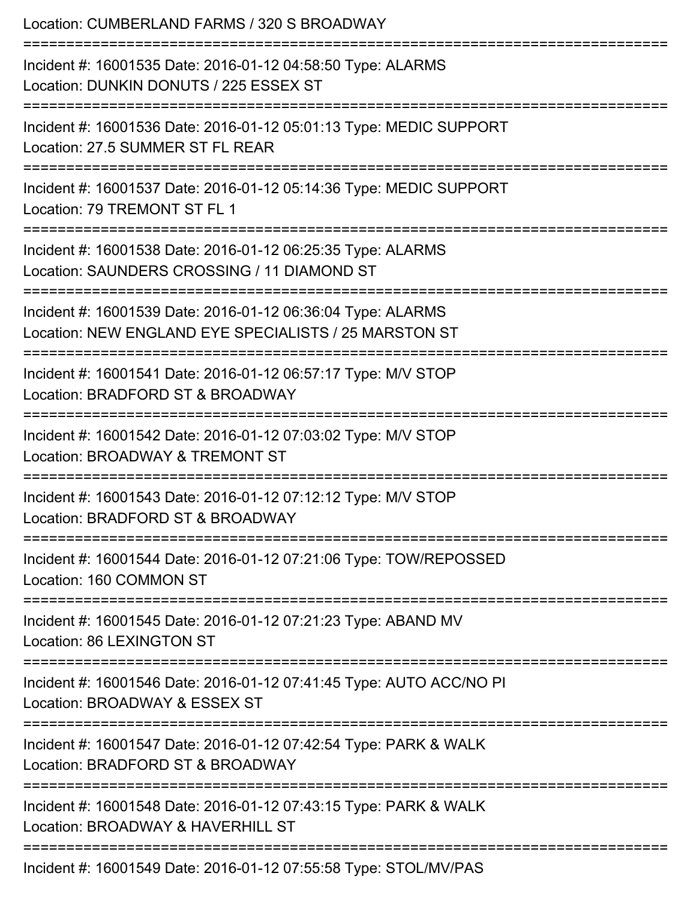Location: CUMBERLAND FARMS / 320 S BROADWAY

===========================================================================

Incident #: 16001535 Date: 2016-01-12 04:58:50 Type: ALARMS
Location: DUNKIN DONUTS / 225 ESSEX ST

===========================================================================

Incident #: 16001536 Date: 2016-01-12 05:01:13 Type: MEDIC SUPPORT
Location: 27.5 SUMMER ST FL REAR

===========================================================================

Incident #: 16001537 Date: 2016-01-12 05:14:36 Type: MEDIC SUPPORT
Location: 79 TREMONT ST FL 1

===========================================================================

Incident #: 16001538 Date: 2016-01-12 06:25:35 Type: ALARMS
Location: SAUNDERS CROSSING / 11 DIAMOND ST

===========================================================================

Incident #: 16001539 Date: 2016-01-12 06:36:04 Type: ALARMS
Location: NEW ENGLAND EYE SPECIALISTS / 25 MARSTON ST

===========================================================================

Incident #: 16001541 Date: 2016-01-12 06:57:17 Type: M/V STOP
Location: BRADFORD ST & BROADWAY

===========================================================================

Incident #: 16001542 Date: 2016-01-12 07:03:02 Type: M/V STOP
Location: BROADWAY & TREMONT ST

===========================================================================

Incident #: 16001543 Date: 2016-01-12 07:12:12 Type: M/V STOP
Location: BRADFORD ST & BROADWAY

===========================================================================

Incident #: 16001544 Date: 2016-01-12 07:21:06 Type: TOW/REPOSSED
Location: 160 COMMON ST

===========================================================================

Incident #: 16001545 Date: 2016-01-12 07:21:23 Type: ABAND MV
Location: 86 LEXINGTON ST

===========================================================================

Incident #: 16001546 Date: 2016-01-12 07:41:45 Type: AUTO ACC/NO PI
Location: BROADWAY & ESSEX ST

===========================================================================

Incident #: 16001547 Date: 2016-01-12 07:42:54 Type: PARK & WALK
Location: BRADFORD ST & BROADWAY

===========================================================================

Incident #: 16001548 Date: 2016-01-12 07:43:15 Type: PARK & WALK
Location: BROADWAY & HAVERHILL ST

===========================================================================

Incident #: 16001549 Date: 2016-01-12 07:55:58 Type: STOL/MV/PAS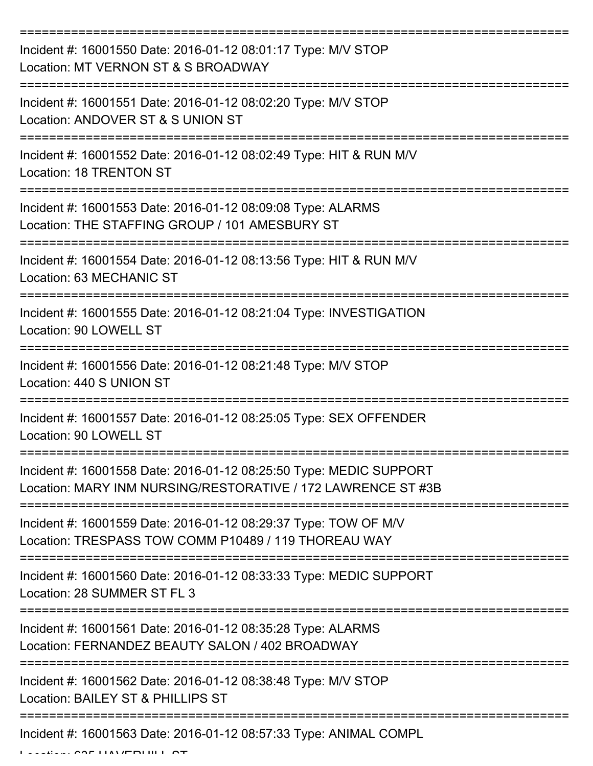===========================================================================

Incident #: 16001550 Date: 2016-01-12 08:01:17 Type: M/V STOP
Location: MT VERNON ST & S BROADWAY

===========================================================================

Incident #: 16001551 Date: 2016-01-12 08:02:20 Type: M/V STOP
Location: ANDOVER ST & S UNION ST

===========================================================================

Incident #: 16001552 Date: 2016-01-12 08:02:49 Type: HIT & RUN M/V
Location: 18 TRENTON ST

===========================================================================

Incident #: 16001553 Date: 2016-01-12 08:09:08 Type: ALARMS
Location: THE STAFFING GROUP / 101 AMESBURY ST

===========================================================================

Incident #: 16001554 Date: 2016-01-12 08:13:56 Type: HIT & RUN M/V
Location: 63 MECHANIC ST

===========================================================================

Incident #: 16001555 Date: 2016-01-12 08:21:04 Type: INVESTIGATION
Location: 90 LOWELL ST

===========================================================================

Incident #: 16001556 Date: 2016-01-12 08:21:48 Type: M/V STOP
Location: 440 S UNION ST

===========================================================================

Incident #: 16001557 Date: 2016-01-12 08:25:05 Type: SEX OFFENDER
Location: 90 LOWELL ST

===========================================================================

Incident #: 16001558 Date: 2016-01-12 08:25:50 Type: MEDIC SUPPORT
Location: MARY INM NURSING/RESTORATIVE / 172 LAWRENCE ST #3B

===========================================================================

Incident #: 16001559 Date: 2016-01-12 08:29:37 Type: TOW OF M/V
Location: TRESPASS TOW COMM P10489 / 119 THOREAU WAY

===========================================================================

Incident #: 16001560 Date: 2016-01-12 08:33:33 Type: MEDIC SUPPORT
Location: 28 SUMMER ST FL 3

===========================================================================

Incident #: 16001561 Date: 2016-01-12 08:35:28 Type: ALARMS
Location: FERNANDEZ BEAUTY SALON / 402 BROADWAY

===========================================================================

Incident #: 16001562 Date: 2016-01-12 08:38:48 Type: M/V STOP
Location: BAILEY ST & PHILLIPS ST

===========================================================================

Incident #: 16001563 Date: 2016-01-12 08:57:33 Type: ANIMAL COMPL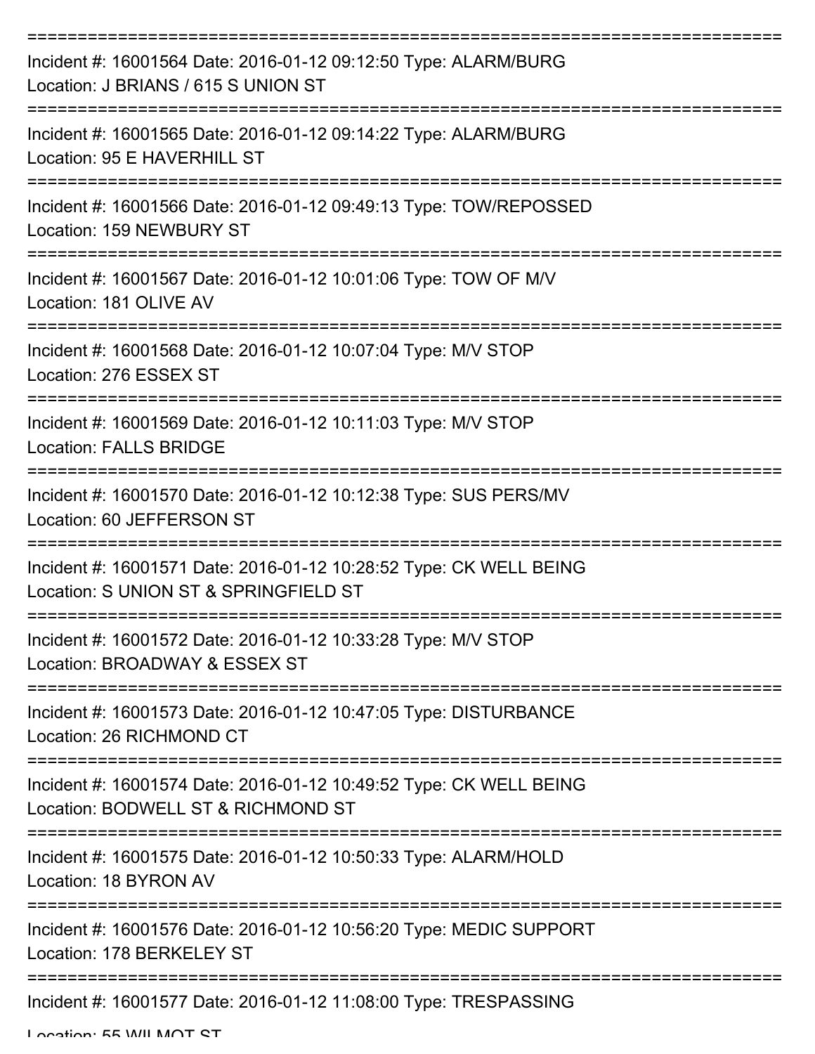===========================================================================

Incident #: 16001564 Date: 2016-01-12 09:12:50 Type: ALARM/BURG
Location: J BRIANS / 615 S UNION ST

===========================================================================

Incident #: 16001565 Date: 2016-01-12 09:14:22 Type: ALARM/BURG
Location: 95 E HAVERHILL ST

===========================================================================

Incident #: 16001566 Date: 2016-01-12 09:49:13 Type: TOW/REPOSSED
Location: 159 NEWBURY ST

===========================================================================

Incident #: 16001567 Date: 2016-01-12 10:01:06 Type: TOW OF M/V
Location: 181 OLIVE AV

===========================================================================

Incident #: 16001568 Date: 2016-01-12 10:07:04 Type: M/V STOP
Location: 276 ESSEX ST

===========================================================================

Incident #: 16001569 Date: 2016-01-12 10:11:03 Type: M/V STOP
Location: FALLS BRIDGE

===========================================================================

Incident #: 16001570 Date: 2016-01-12 10:12:38 Type: SUS PERS/MV
Location: 60 JEFFERSON ST

===========================================================================

Incident #: 16001571 Date: 2016-01-12 10:28:52 Type: CK WELL BEING
Location: S UNION ST & SPRINGFIELD ST

===========================================================================

Incident #: 16001572 Date: 2016-01-12 10:33:28 Type: M/V STOP
Location: BROADWAY & ESSEX ST

===========================================================================

Incident #: 16001573 Date: 2016-01-12 10:47:05 Type: DISTURBANCE
Location: 26 RICHMOND CT

===========================================================================

Incident #: 16001574 Date: 2016-01-12 10:49:52 Type: CK WELL BEING
Location: BODWELL ST & RICHMOND ST

===========================================================================

Incident #: 16001575 Date: 2016-01-12 10:50:33 Type: ALARM/HOLD
Location: 18 BYRON AV

===========================================================================

Incident #: 16001576 Date: 2016-01-12 10:56:20 Type: MEDIC SUPPORT
Location: 178 BERKELEY ST

===========================================================================

Incident #: 16001577 Date: 2016-01-12 11:08:00 Type: TRESPASSING
Location: 55 WILMOT ST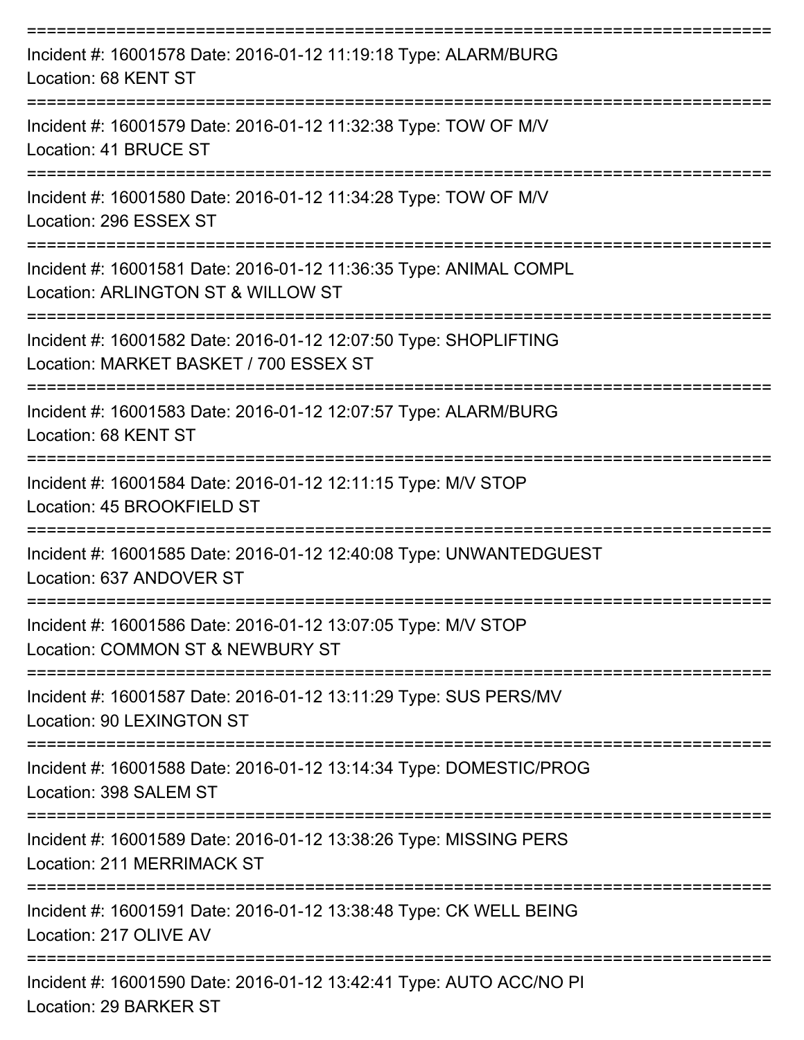===========================================================================

Incident #: 16001578 Date: 2016-01-12 11:19:18 Type: ALARM/BURG
Location: 68 KENT ST

===========================================================================

Incident #: 16001579 Date: 2016-01-12 11:32:38 Type: TOW OF M/V
Location: 41 BRUCE ST

===========================================================================

Incident #: 16001580 Date: 2016-01-12 11:34:28 Type: TOW OF M/V
Location: 296 ESSEX ST

===========================================================================

Incident #: 16001581 Date: 2016-01-12 11:36:35 Type: ANIMAL COMPL
Location: ARLINGTON ST & WILLOW ST

===========================================================================

Incident #: 16001582 Date: 2016-01-12 12:07:50 Type: SHOPLIFTING
Location: MARKET BASKET / 700 ESSEX ST

===========================================================================

Incident #: 16001583 Date: 2016-01-12 12:07:57 Type: ALARM/BURG
Location: 68 KENT ST

===========================================================================

Incident #: 16001584 Date: 2016-01-12 12:11:15 Type: M/V STOP
Location: 45 BROOKFIELD ST

===========================================================================

Incident #: 16001585 Date: 2016-01-12 12:40:08 Type: UNWANTEDGUEST
Location: 637 ANDOVER ST

===========================================================================

Incident #: 16001586 Date: 2016-01-12 13:07:05 Type: M/V STOP
Location: COMMON ST & NEWBURY ST

===========================================================================

Incident #: 16001587 Date: 2016-01-12 13:11:29 Type: SUS PERS/MV
Location: 90 LEXINGTON ST

===========================================================================

Incident #: 16001588 Date: 2016-01-12 13:14:34 Type: DOMESTIC/PROG
Location: 398 SALEM ST

===========================================================================

Incident #: 16001589 Date: 2016-01-12 13:38:26 Type: MISSING PERS
Location: 211 MERRIMACK ST

===========================================================================

Incident #: 16001591 Date: 2016-01-12 13:38:48 Type: CK WELL BEING
Location: 217 OLIVE AV

===========================================================================

Incident #: 16001590 Date: 2016-01-12 13:42:41 Type: AUTO ACC/NO PI
Location: 29 BARKER ST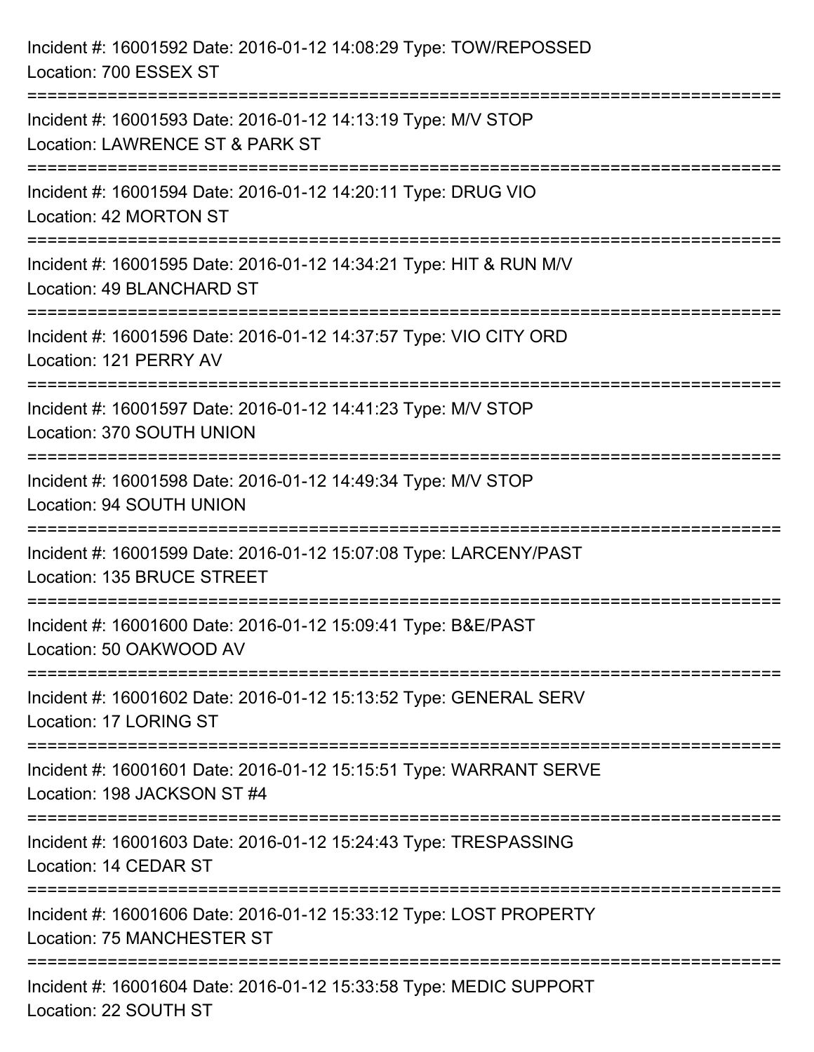Incident #: 16001592 Date: 2016-01-12 14:08:29 Type: TOW/REPOSSED
Location: 700 ESSEX ST

===========================================================================

Incident #: 16001593 Date: 2016-01-12 14:13:19 Type: M/V STOP
Location: LAWRENCE ST & PARK ST

===========================================================================

Incident #: 16001594 Date: 2016-01-12 14:20:11 Type: DRUG VIO
Location: 42 MORTON ST

===========================================================================

Incident #: 16001595 Date: 2016-01-12 14:34:21 Type: HIT & RUN M/V
Location: 49 BLANCHARD ST

===========================================================================

Incident #: 16001596 Date: 2016-01-12 14:37:57 Type: VIO CITY ORD
Location: 121 PERRY AV

===========================================================================

Incident #: 16001597 Date: 2016-01-12 14:41:23 Type: M/V STOP
Location: 370 SOUTH UNION

===========================================================================

Incident #: 16001598 Date: 2016-01-12 14:49:34 Type: M/V STOP
Location: 94 SOUTH UNION

===========================================================================

Incident #: 16001599 Date: 2016-01-12 15:07:08 Type: LARCENY/PAST
Location: 135 BRUCE STREET

===========================================================================

Incident #: 16001600 Date: 2016-01-12 15:09:41 Type: B&E/PAST
Location: 50 OAKWOOD AV

===========================================================================

Incident #: 16001602 Date: 2016-01-12 15:13:52 Type: GENERAL SERV
Location: 17 LORING ST

===========================================================================

Incident #: 16001601 Date: 2016-01-12 15:15:51 Type: WARRANT SERVE
Location: 198 JACKSON ST #4

===========================================================================

Incident #: 16001603 Date: 2016-01-12 15:24:43 Type: TRESPASSING
Location: 14 CEDAR ST

===========================================================================

Incident #: 16001606 Date: 2016-01-12 15:33:12 Type: LOST PROPERTY
Location: 75 MANCHESTER ST

===========================================================================

Incident #: 16001604 Date: 2016-01-12 15:33:58 Type: MEDIC SUPPORT
Location: 22 SOUTH ST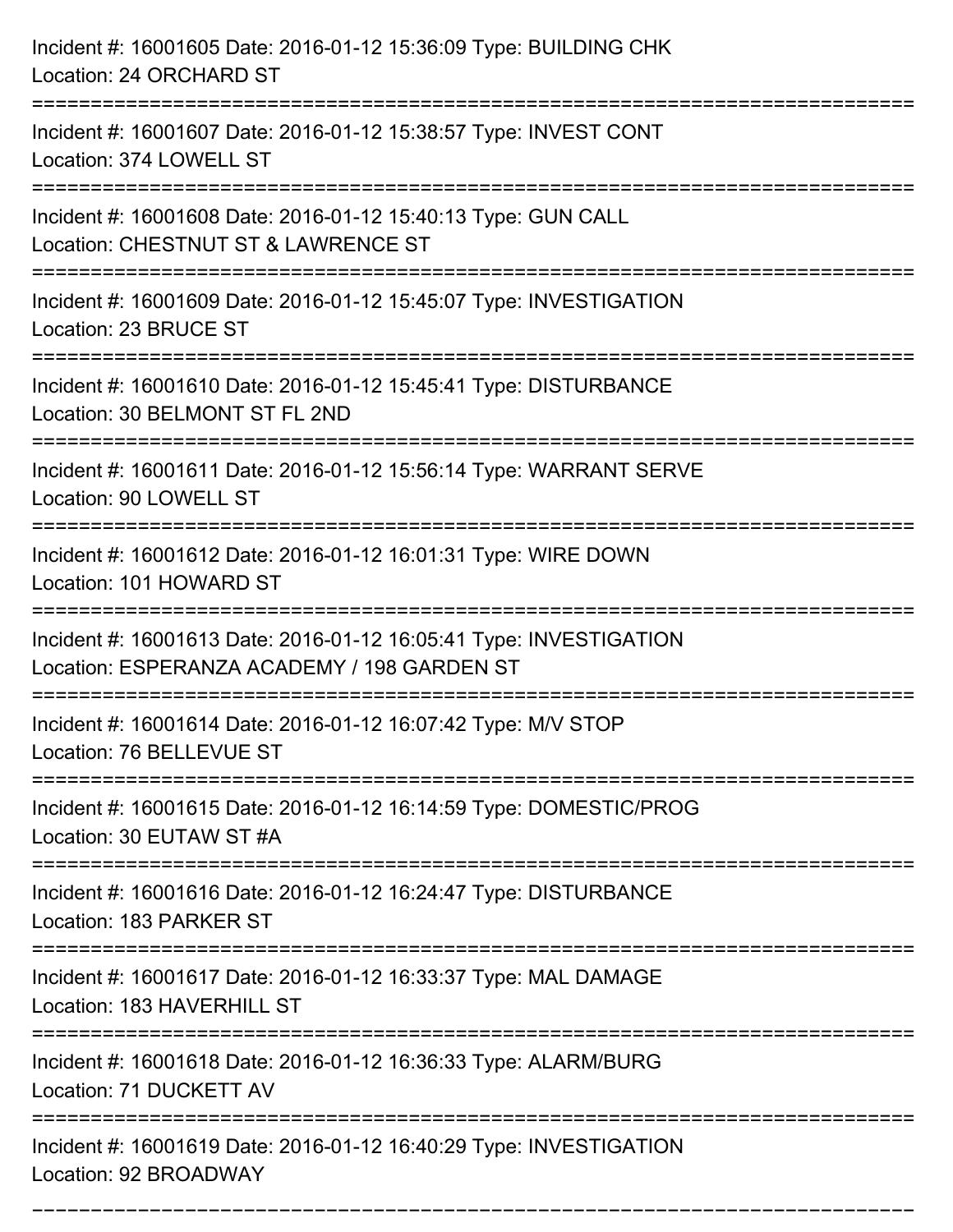Incident #: 16001605 Date: 2016-01-12 15:36:09 Type: BUILDING CHK
Location: 24 ORCHARD ST

===========================================================================

Incident #: 16001607 Date: 2016-01-12 15:38:57 Type: INVEST CONT
Location: 374 LOWELL ST

===========================================================================

Incident #: 16001608 Date: 2016-01-12 15:40:13 Type: GUN CALL
Location: CHESTNUT ST & LAWRENCE ST

===========================================================================

Incident #: 16001609 Date: 2016-01-12 15:45:07 Type: INVESTIGATION
Location: 23 BRUCE ST

===========================================================================

Incident #: 16001610 Date: 2016-01-12 15:45:41 Type: DISTURBANCE
Location: 30 BELMONT ST FL 2ND

===========================================================================

Incident #: 16001611 Date: 2016-01-12 15:56:14 Type: WARRANT SERVE
Location: 90 LOWELL ST

===========================================================================

Incident #: 16001612 Date: 2016-01-12 16:01:31 Type: WIRE DOWN
Location: 101 HOWARD ST

===========================================================================

Incident #: 16001613 Date: 2016-01-12 16:05:41 Type: INVESTIGATION
Location: ESPERANZA ACADEMY / 198 GARDEN ST

===========================================================================

Incident #: 16001614 Date: 2016-01-12 16:07:42 Type: M/V STOP
Location: 76 BELLEVUE ST

===========================================================================

Incident #: 16001615 Date: 2016-01-12 16:14:59 Type: DOMESTIC/PROG
Location: 30 EUTAW ST #A

===========================================================================

Incident #: 16001616 Date: 2016-01-12 16:24:47 Type: DISTURBANCE
Location: 183 PARKER ST

===========================================================================

Incident #: 16001617 Date: 2016-01-12 16:33:37 Type: MAL DAMAGE
Location: 183 HAVERHILL ST

===========================================================================

Incident #: 16001618 Date: 2016-01-12 16:36:33 Type: ALARM/BURG
Location: 71 DUCKETT AV

===========================================================================

Incident #: 16001619 Date: 2016-01-12 16:40:29 Type: INVESTIGATION
Location: 92 BROADWAY

===========================================================================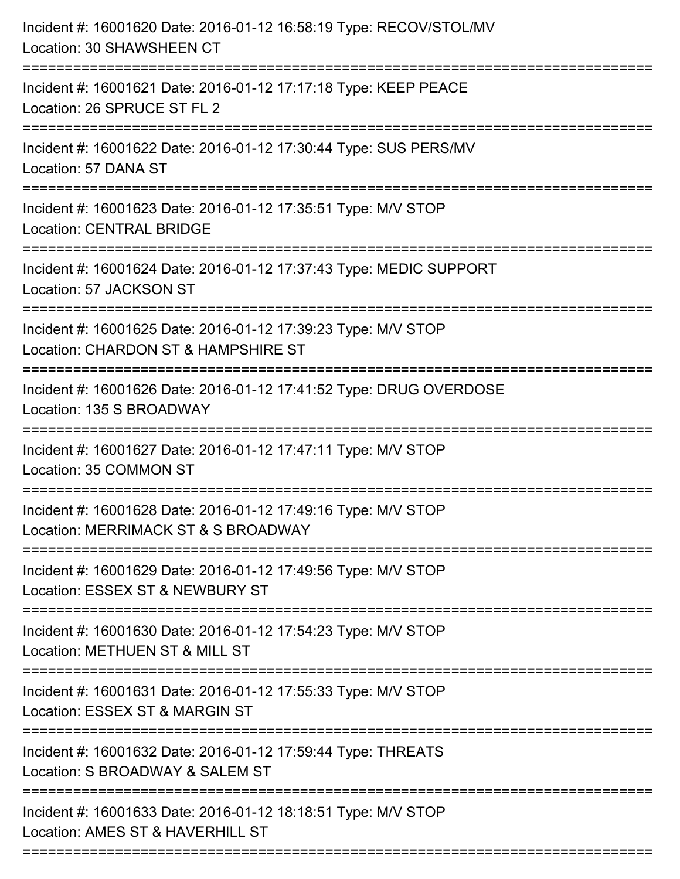Incident #: 16001620 Date: 2016-01-12 16:58:19 Type: RECOV/STOL/MV
Location: 30 SHAWSHEEN CT

===========================================================================

Incident #: 16001621 Date: 2016-01-12 17:17:18 Type: KEEP PEACE
Location: 26 SPRUCE ST FL 2

===========================================================================

Incident #: 16001622 Date: 2016-01-12 17:30:44 Type: SUS PERS/MV
Location: 57 DANA ST

===========================================================================

Incident #: 16001623 Date: 2016-01-12 17:35:51 Type: M/V STOP
Location: CENTRAL BRIDGE

===========================================================================

Incident #: 16001624 Date: 2016-01-12 17:37:43 Type: MEDIC SUPPORT
Location: 57 JACKSON ST

===========================================================================

Incident #: 16001625 Date: 2016-01-12 17:39:23 Type: M/V STOP
Location: CHARDON ST & HAMPSHIRE ST

===========================================================================

Incident #: 16001626 Date: 2016-01-12 17:41:52 Type: DRUG OVERDOSE
Location: 135 S BROADWAY

===========================================================================

Incident #: 16001627 Date: 2016-01-12 17:47:11 Type: M/V STOP
Location: 35 COMMON ST

===========================================================================

Incident #: 16001628 Date: 2016-01-12 17:49:16 Type: M/V STOP
Location: MERRIMACK ST & S BROADWAY

===========================================================================

Incident #: 16001629 Date: 2016-01-12 17:49:56 Type: M/V STOP
Location: ESSEX ST & NEWBURY ST

===========================================================================

Incident #: 16001630 Date: 2016-01-12 17:54:23 Type: M/V STOP
Location: METHUEN ST & MILL ST

===========================================================================

Incident #: 16001631 Date: 2016-01-12 17:55:33 Type: M/V STOP
Location: ESSEX ST & MARGIN ST

===========================================================================

Incident #: 16001632 Date: 2016-01-12 17:59:44 Type: THREATS
Location: S BROADWAY & SALEM ST

===========================================================================

Incident #: 16001633 Date: 2016-01-12 18:18:51 Type: M/V STOP
Location: AMES ST & HAVERHILL ST

===========================================================================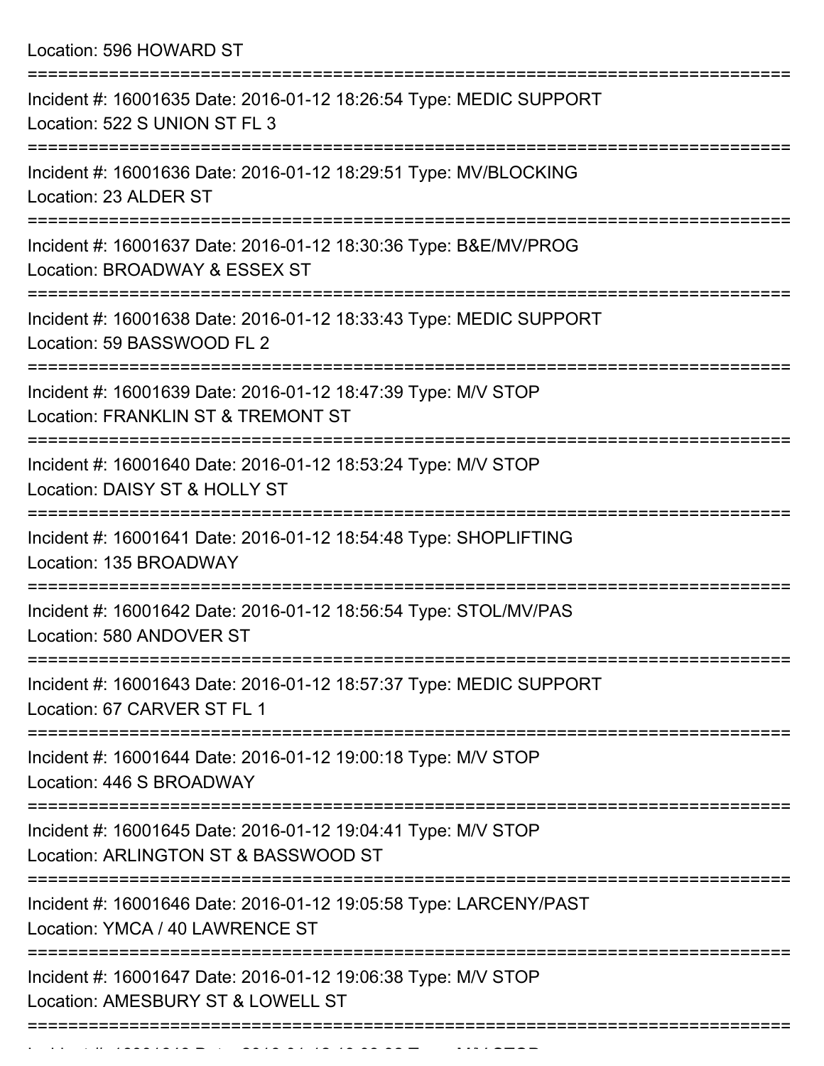Location: 596 HOWARD ST

===========================================================================

Incident #: 16001635 Date: 2016-01-12 18:26:54 Type: MEDIC SUPPORT
Location: 522 S UNION ST FL 3

===========================================================================

Incident #: 16001636 Date: 2016-01-12 18:29:51 Type: MV/BLOCKING
Location: 23 ALDER ST

===========================================================================

Incident #: 16001637 Date: 2016-01-12 18:30:36 Type: B&E/MV/PROG
Location: BROADWAY & ESSEX ST

===========================================================================

Incident #: 16001638 Date: 2016-01-12 18:33:43 Type: MEDIC SUPPORT
Location: 59 BASSWOOD FL 2

===========================================================================

Incident #: 16001639 Date: 2016-01-12 18:47:39 Type: M/V STOP
Location: FRANKLIN ST & TREMONT ST

===========================================================================

Incident #: 16001640 Date: 2016-01-12 18:53:24 Type: M/V STOP
Location: DAISY ST & HOLLY ST

===========================================================================

Incident #: 16001641 Date: 2016-01-12 18:54:48 Type: SHOPLIFTING
Location: 135 BROADWAY

===========================================================================

Incident #: 16001642 Date: 2016-01-12 18:56:54 Type: STOL/MV/PAS
Location: 580 ANDOVER ST

===========================================================================

Incident #: 16001643 Date: 2016-01-12 18:57:37 Type: MEDIC SUPPORT
Location: 67 CARVER ST FL 1

===========================================================================

Incident #: 16001644 Date: 2016-01-12 19:00:18 Type: M/V STOP
Location: 446 S BROADWAY

===========================================================================

Incident #: 16001645 Date: 2016-01-12 19:04:41 Type: M/V STOP
Location: ARLINGTON ST & BASSWOOD ST

===========================================================================

Incident #: 16001646 Date: 2016-01-12 19:05:58 Type: LARCENY/PAST
Location: YMCA / 40 LAWRENCE ST

===========================================================================

Incident #: 16001647 Date: 2016-01-12 19:06:38 Type: M/V STOP
Location: AMESBURY ST & LOWELL ST

===========================================================================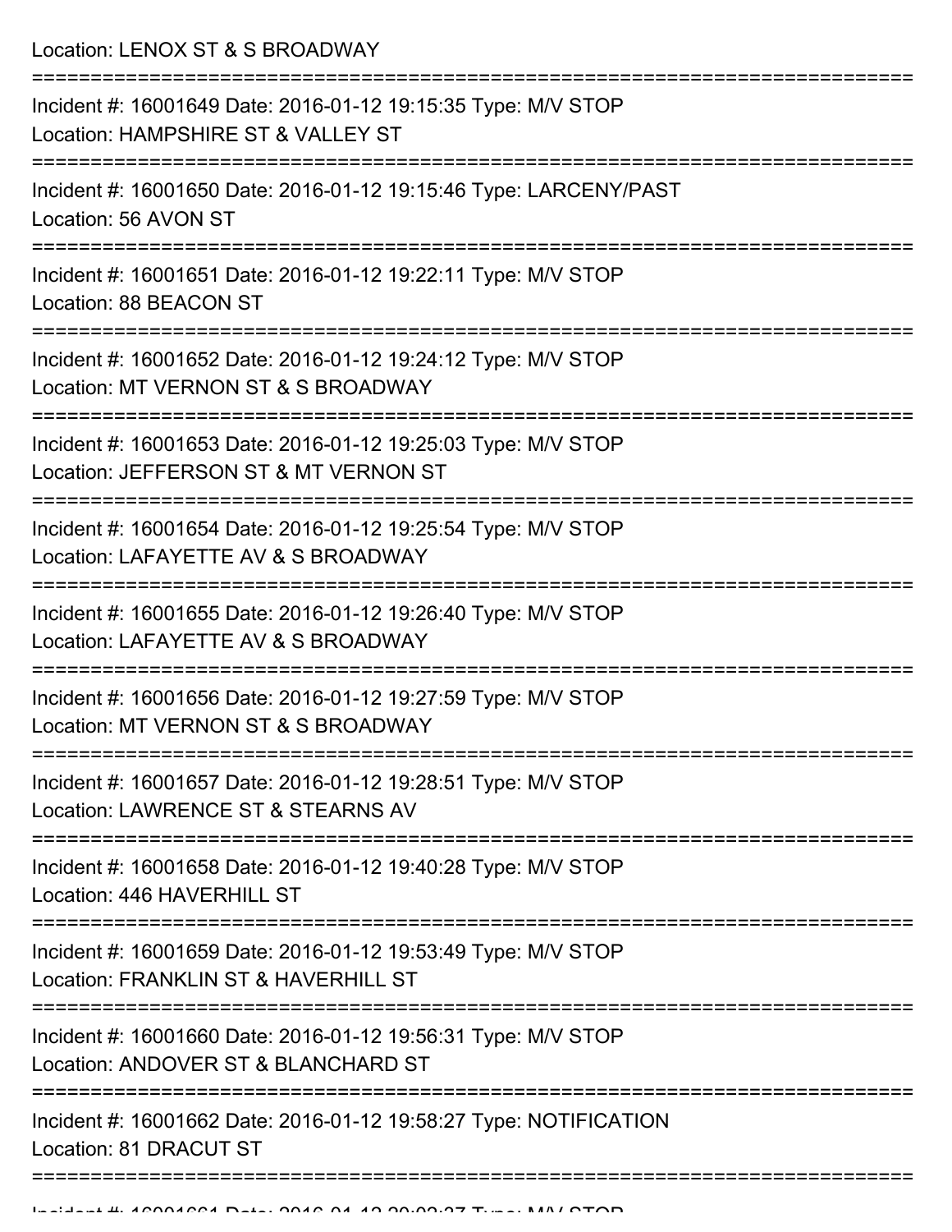Location: LENOX ST & S BROADWAY

===========================================================================

Incident #: 16001649 Date: 2016-01-12 19:15:35 Type: M/V STOP

Location: HAMPSHIRE ST & VALLEY ST

===========================================================================

Incident #: 16001650 Date: 2016-01-12 19:15:46 Type: LARCENY/PAST

Location: 56 AVON ST

===========================================================================

Incident #: 16001651 Date: 2016-01-12 19:22:11 Type: M/V STOP

Location: 88 BEACON ST

===========================================================================

Incident #: 16001652 Date: 2016-01-12 19:24:12 Type: M/V STOP

Location: MT VERNON ST & S BROADWAY

===========================================================================

Incident #: 16001653 Date: 2016-01-12 19:25:03 Type: M/V STOP

Location: JEFFERSON ST & MT VERNON ST

===========================================================================

Incident #: 16001654 Date: 2016-01-12 19:25:54 Type: M/V STOP

Location: LAFAYETTE AV & S BROADWAY

===========================================================================

Incident #: 16001655 Date: 2016-01-12 19:26:40 Type: M/V STOP

Location: LAFAYETTE AV & S BROADWAY

===========================================================================

Incident #: 16001656 Date: 2016-01-12 19:27:59 Type: M/V STOP

Location: MT VERNON ST & S BROADWAY

===========================================================================

Incident #: 16001657 Date: 2016-01-12 19:28:51 Type: M/V STOP

Location: LAWRENCE ST & STEARNS AV

===========================================================================

Incident #: 16001658 Date: 2016-01-12 19:40:28 Type: M/V STOP

Location: 446 HAVERHILL ST

===========================================================================

Incident #: 16001659 Date: 2016-01-12 19:53:49 Type: M/V STOP

Location: FRANKLIN ST & HAVERHILL ST

===========================================================================

Incident #: 16001660 Date: 2016-01-12 19:56:31 Type: M/V STOP

Location: ANDOVER ST & BLANCHARD ST

===========================================================================

Incident #: 16001662 Date: 2016-01-12 19:58:27 Type: NOTIFICATION

Location: 81 DRACUT ST

===========================================================================

Incident #: 16001661 Date: 2016-01-12 20:02:37 Type: M/V STOP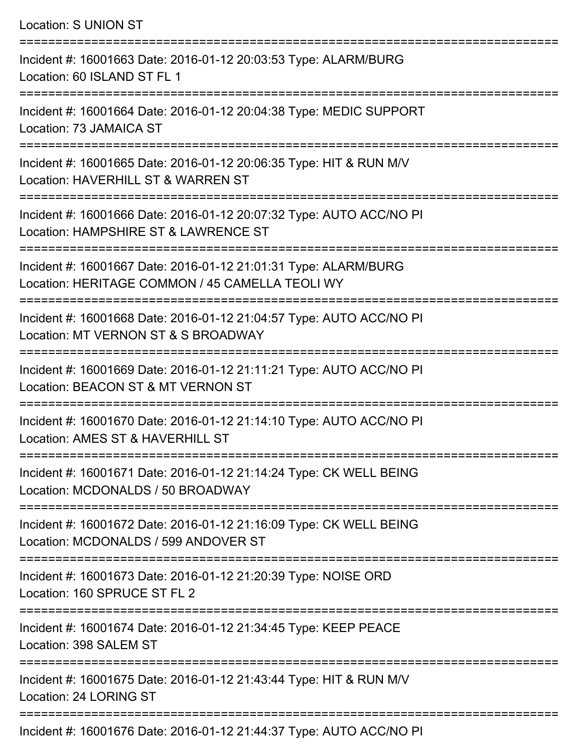Location: S UNION ST

===========================================================================

Incident #: 16001663 Date: 2016-01-12 20:03:53 Type: ALARM/BURG
Location: 60 ISLAND ST FL 1

===========================================================================

Incident #: 16001664 Date: 2016-01-12 20:04:38 Type: MEDIC SUPPORT
Location: 73 JAMAICA ST

===========================================================================

Incident #: 16001665 Date: 2016-01-12 20:06:35 Type: HIT & RUN M/V
Location: HAVERHILL ST & WARREN ST

===========================================================================

Incident #: 16001666 Date: 2016-01-12 20:07:32 Type: AUTO ACC/NO PI
Location: HAMPSHIRE ST & LAWRENCE ST

===========================================================================

Incident #: 16001667 Date: 2016-01-12 21:01:31 Type: ALARM/BURG
Location: HERITAGE COMMON / 45 CAMELLA TEOLI WY

===========================================================================

Incident #: 16001668 Date: 2016-01-12 21:04:57 Type: AUTO ACC/NO PI
Location: MT VERNON ST & S BROADWAY

===========================================================================

Incident #: 16001669 Date: 2016-01-12 21:11:21 Type: AUTO ACC/NO PI
Location: BEACON ST & MT VERNON ST

===========================================================================

Incident #: 16001670 Date: 2016-01-12 21:14:10 Type: AUTO ACC/NO PI
Location: AMES ST & HAVERHILL ST

===========================================================================

Incident #: 16001671 Date: 2016-01-12 21:14:24 Type: CK WELL BEING
Location: MCDONALDS / 50 BROADWAY

===========================================================================

Incident #: 16001672 Date: 2016-01-12 21:16:09 Type: CK WELL BEING
Location: MCDONALDS / 599 ANDOVER ST

===========================================================================

Incident #: 16001673 Date: 2016-01-12 21:20:39 Type: NOISE ORD
Location: 160 SPRUCE ST FL 2

===========================================================================

Incident #: 16001674 Date: 2016-01-12 21:34:45 Type: KEEP PEACE
Location: 398 SALEM ST

===========================================================================

Incident #: 16001675 Date: 2016-01-12 21:43:44 Type: HIT & RUN M/V
Location: 24 LORING ST

===========================================================================

Incident #: 16001676 Date: 2016-01-12 21:44:37 Type: AUTO ACC/NO PI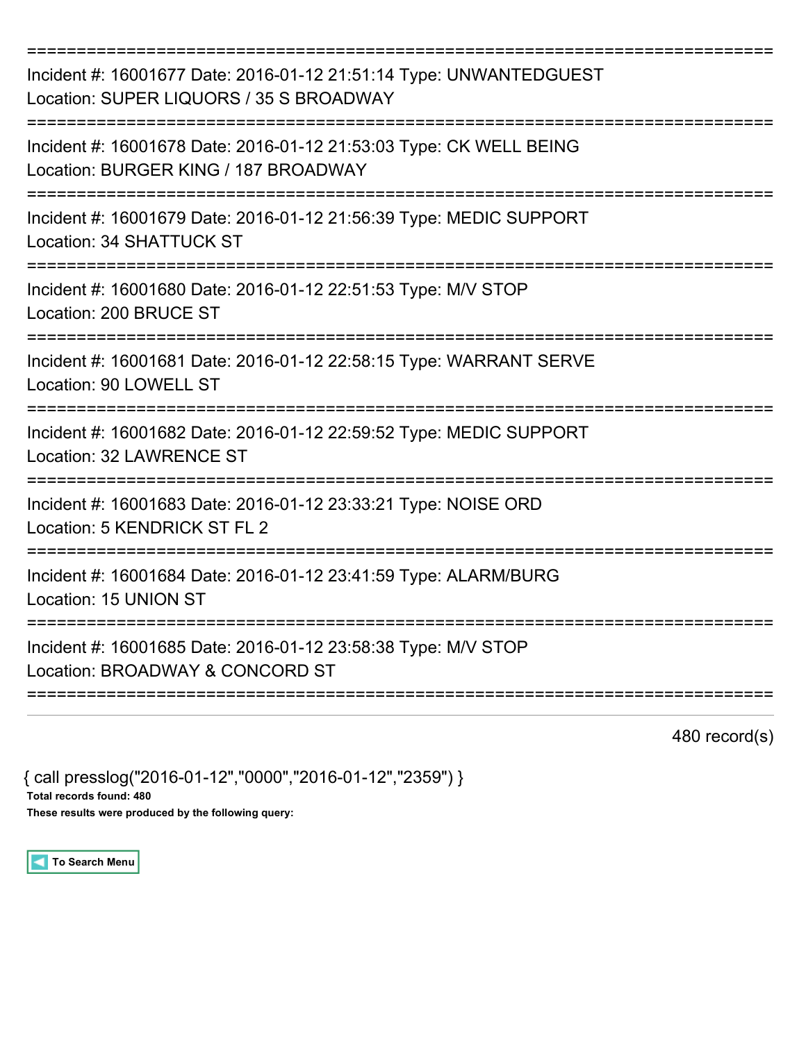===========================================================================

Incident #: 16001677 Date: 2016-01-12 21:51:14 Type: UNWANTEDGUEST
Location: SUPER LIQUORS / 35 S BROADWAY

===========================================================================

Incident #: 16001678 Date: 2016-01-12 21:53:03 Type: CK WELL BEING
Location: BURGER KING / 187 BROADWAY

===========================================================================

Incident #: 16001679 Date: 2016-01-12 21:56:39 Type: MEDIC SUPPORT
Location: 34 SHATTUCK ST

===========================================================================

Incident #: 16001680 Date: 2016-01-12 22:51:53 Type: M/V STOP
Location: 200 BRUCE ST

===========================================================================

Incident #: 16001681 Date: 2016-01-12 22:58:15 Type: WARRANT SERVE
Location: 90 LOWELL ST

===========================================================================

Incident #: 16001682 Date: 2016-01-12 22:59:52 Type: MEDIC SUPPORT
Location: 32 LAWRENCE ST

===========================================================================

Incident #: 16001683 Date: 2016-01-12 23:33:21 Type: NOISE ORD
Location: 5 KENDRICK ST FL 2

===========================================================================

Incident #: 16001684 Date: 2016-01-12 23:41:59 Type: ALARM/BURG
Location: 15 UNION ST

===========================================================================

Incident #: 16001685 Date: 2016-01-12 23:58:38 Type: M/V STOP
Location: BROADWAY & CONCORD ST

===========================================================================

480 record(s)

{ call presslog("2016-01-12","0000","2016-01-12","2359") }

**Total records found: 480**

**These results were produced by the following query:**

To Search Menu